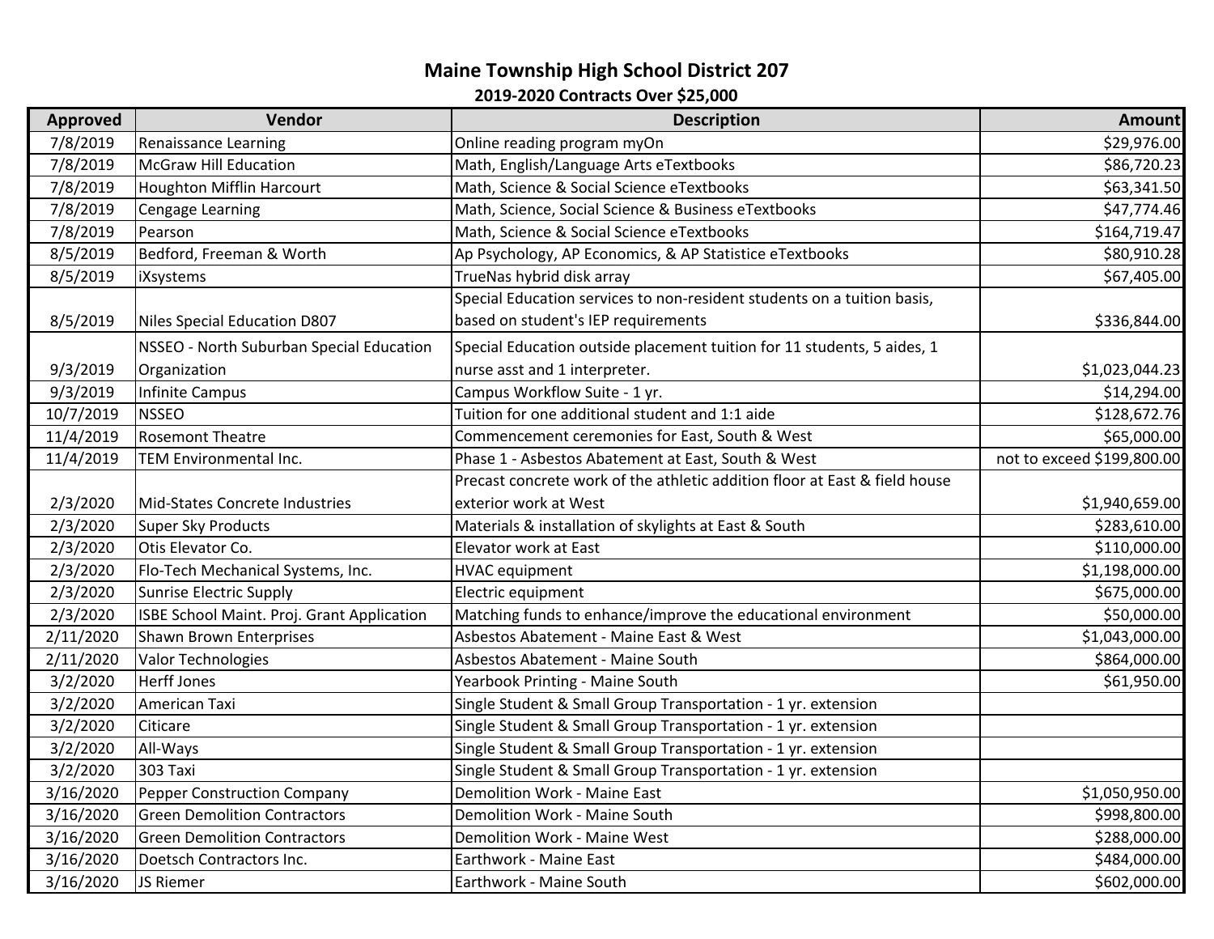# Maine Township High School District 207

## 2019-2020 Contracts Over $25,000

| Approved | Vendor | Description | Amount |
|---|---|---|---|
| 7/8/2019 | Renaissance Learning | Online reading program myOn | $29,976.00 |
| 7/8/2019 | McGraw Hill Education | Math, English/Language Arts eTextbooks | $86,720.23 |
| 7/8/2019 | Houghton Mifflin Harcourt | Math, Science & Social Science eTextbooks | $63,341.50 |
| 7/8/2019 | Cengage Learning | Math, Science, Social Science & Business eTextbooks | $47,774.46 |
| 7/8/2019 | Pearson | Math, Science & Social Science eTextbooks | $164,719.47 |
| 8/5/2019 | Bedford, Freeman & Worth | Ap Psychology, AP Economics, & AP Statistice eTextbooks | $80,910.28 |
| 8/5/2019 | iXsystems | TrueNas hybrid disk array | $67,405.00 |
| 8/5/2019 | Niles Special Education D807 | Special Education services to non-resident students on a tuition basis, based on student's IEP requirements | $336,844.00 |
| 9/3/2019 | NSSEO - North Suburban Special Education Organization | Special Education outside placement tuition for 11 students, 5 aides, 1 nurse asst and 1 interpreter. | $1,023,044.23 |
| 9/3/2019 | Infinite Campus | Campus Workflow Suite - 1 yr. | $14,294.00 |
| 10/7/2019 | NSSEO | Tuition for one additional student and 1:1 aide | $128,672.76 |
| 11/4/2019 | Rosemont Theatre | Commencement ceremonies for East, South & West | $65,000.00 |
| 11/4/2019 | TEM Environmental Inc. | Phase 1 - Asbestos Abatement at East, South & West | not to exceed $199,800.00 |
| 2/3/2020 | Mid-States Concrete Industries | Precast concrete work of the athletic addition floor at East & field house exterior work at West | $1,940,659.00 |
| 2/3/2020 | Super Sky Products | Materials & installation of skylights at East & South | $283,610.00 |
| 2/3/2020 | Otis Elevator Co. | Elevator work at East | $110,000.00 |
| 2/3/2020 | Flo-Tech Mechanical Systems, Inc. | HVAC equipment | $1,198,000.00 |
| 2/3/2020 | Sunrise Electric Supply | Electric equipment | $675,000.00 |
| 2/3/2020 | ISBE School Maint. Proj. Grant Application | Matching funds to enhance/improve the educational environment | $50,000.00 |
| 2/11/2020 | Shawn Brown Enterprises | Asbestos Abatement - Maine East & West | $1,043,000.00 |
| 2/11/2020 | Valor Technologies | Asbestos Abatement - Maine South | $864,000.00 |
| 3/2/2020 | Herff Jones | Yearbook Printing - Maine South | $61,950.00 |
| 3/2/2020 | American Taxi | Single Student & Small Group Transportation - 1 yr. extension | |
| 3/2/2020 | Citicare | Single Student & Small Group Transportation - 1 yr. extension | |
| 3/2/2020 | All-Ways | Single Student & Small Group Transportation - 1 yr. extension | |
| 3/2/2020 | 303 Taxi | Single Student & Small Group Transportation - 1 yr. extension | |
| 3/16/2020 | Pepper Construction Company | Demolition Work - Maine East | $1,050,950.00 |
| 3/16/2020 | Green Demolition Contractors | Demolition Work - Maine South | $998,800.00 |
| 3/16/2020 | Green Demolition Contractors | Demolition Work - Maine West | $288,000.00 |
| 3/16/2020 | Doetsch Contractors Inc. | Earthwork - Maine East | $484,000.00 |
| 3/16/2020 | JS Riemer | Earthwork - Maine South | $602,000.00 |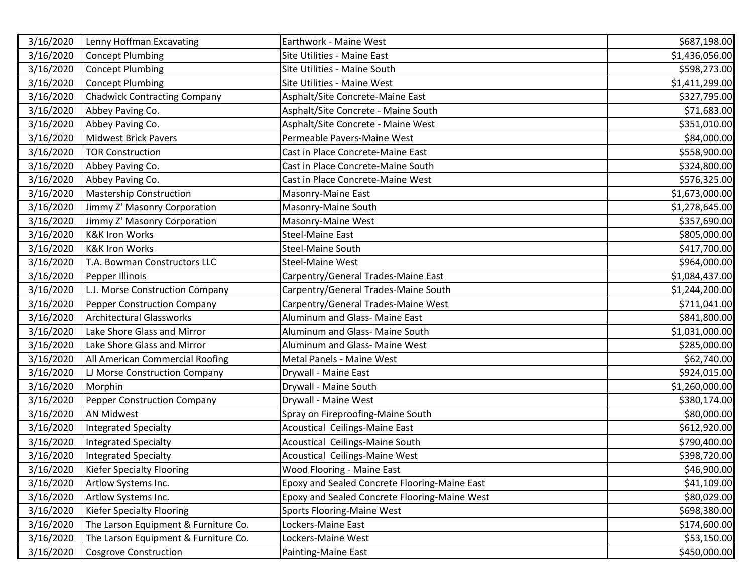| | | | |
|---|---|---|---|
| 3/16/2020 | Lenny Hoffman Excavating | Earthwork - Maine West | $687,198.00 |
| 3/16/2020 | Concept Plumbing | Site Utilities - Maine East | $1,436,056.00 |
| 3/16/2020 | Concept Plumbing | Site Utilities - Maine South | $598,273.00 |
| 3/16/2020 | Concept Plumbing | Site Utilities - Maine West | $1,411,299.00 |
| 3/16/2020 | Chadwick Contracting Company | Asphalt/Site Concrete-Maine East | $327,795.00 |
| 3/16/2020 | Abbey Paving Co. | Asphalt/Site Concrete - Maine South | $71,683.00 |
| 3/16/2020 | Abbey Paving Co. | Asphalt/Site Concrete - Maine West | $351,010.00 |
| 3/16/2020 | Midwest Brick Pavers | Permeable Pavers-Maine West | $84,000.00 |
| 3/16/2020 | TOR Construction | Cast in Place Concrete-Maine East | $558,900.00 |
| 3/16/2020 | Abbey Paving Co. | Cast in Place Concrete-Maine South | $324,800.00 |
| 3/16/2020 | Abbey Paving Co. | Cast in Place Concrete-Maine West | $576,325.00 |
| 3/16/2020 | Mastership Construction | Masonry-Maine East | $1,673,000.00 |
| 3/16/2020 | Jimmy Z' Masonry Corporation | Masonry-Maine South | $1,278,645.00 |
| 3/16/2020 | Jimmy Z' Masonry Corporation | Masonry-Maine West | $357,690.00 |
| 3/16/2020 | K&K Iron Works | Steel-Maine East | $805,000.00 |
| 3/16/2020 | K&K Iron Works | Steel-Maine South | $417,700.00 |
| 3/16/2020 | T.A. Bowman Constructors LLC | Steel-Maine West | $964,000.00 |
| 3/16/2020 | Pepper Illinois | Carpentry/General Trades-Maine East | $1,084,437.00 |
| 3/16/2020 | L.J. Morse Construction Company | Carpentry/General Trades-Maine South | $1,244,200.00 |
| 3/16/2020 | Pepper Construction Company | Carpentry/General Trades-Maine West | $711,041.00 |
| 3/16/2020 | Architectural Glassworks | Aluminum and Glass- Maine East | $841,800.00 |
| 3/16/2020 | Lake Shore Glass and Mirror | Aluminum and Glass- Maine South | $1,031,000.00 |
| 3/16/2020 | Lake Shore Glass and Mirror | Aluminum and Glass- Maine West | $285,000.00 |
| 3/16/2020 | All American Commercial Roofing | Metal Panels - Maine West | $62,740.00 |
| 3/16/2020 | LJ Morse Construction Company | Drywall - Maine East | $924,015.00 |
| 3/16/2020 | Morphin | Drywall - Maine South | $1,260,000.00 |
| 3/16/2020 | Pepper Construction Company | Drywall - Maine West | $380,174.00 |
| 3/16/2020 | AN Midwest | Spray on Fireproofing-Maine South | $80,000.00 |
| 3/16/2020 | Integrated Specialty | Acoustical Ceilings-Maine East | $612,920.00 |
| 3/16/2020 | Integrated Specialty | Acoustical Ceilings-Maine South | $790,400.00 |
| 3/16/2020 | Integrated Specialty | Acoustical Ceilings-Maine West | $398,720.00 |
| 3/16/2020 | Kiefer Specialty Flooring | Wood Flooring - Maine East | $46,900.00 |
| 3/16/2020 | Artlow Systems Inc. | Epoxy and Sealed Concrete Flooring-Maine East | $41,109.00 |
| 3/16/2020 | Artlow Systems Inc. | Epoxy and Sealed Concrete Flooring-Maine West | $80,029.00 |
| 3/16/2020 | Kiefer Specialty Flooring | Sports Flooring-Maine West | $698,380.00 |
| 3/16/2020 | The Larson Equipment & Furniture Co. | Lockers-Maine East | $174,600.00 |
| 3/16/2020 | The Larson Equipment & Furniture Co. | Lockers-Maine West | $53,150.00 |
| 3/16/2020 | Cosgrove Construction | Painting-Maine East | $450,000.00 |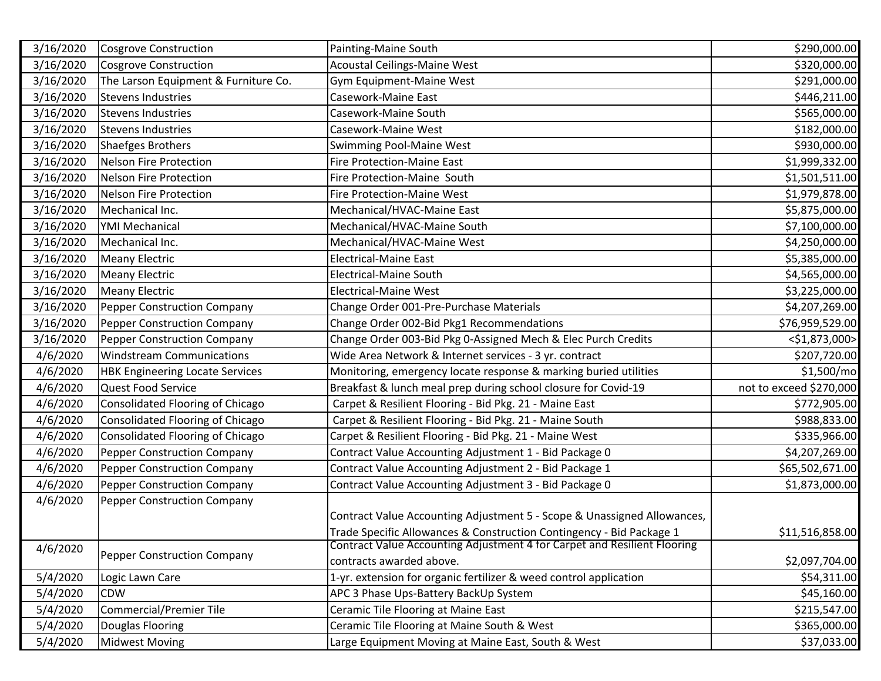| | | | |
|---|---|---|---|
| 3/16/2020 | Cosgrove Construction | Painting-Maine South | $290,000.00 |
| 3/16/2020 | Cosgrove Construction | Acoustal Ceilings-Maine West | $320,000.00 |
| 3/16/2020 | The Larson Equipment & Furniture Co. | Gym Equipment-Maine West | $291,000.00 |
| 3/16/2020 | Stevens Industries | Casework-Maine East | $446,211.00 |
| 3/16/2020 | Stevens Industries | Casework-Maine South | $565,000.00 |
| 3/16/2020 | Stevens Industries | Casework-Maine West | $182,000.00 |
| 3/16/2020 | Shaefges Brothers | Swimming Pool-Maine West | $930,000.00 |
| 3/16/2020 | Nelson Fire Protection | Fire Protection-Maine East | $1,999,332.00 |
| 3/16/2020 | Nelson Fire Protection | Fire Protection-Maine South | $1,501,511.00 |
| 3/16/2020 | Nelson Fire Protection | Fire Protection-Maine West | $1,979,878.00 |
| 3/16/2020 | Mechanical Inc. | Mechanical/HVAC-Maine East | $5,875,000.00 |
| 3/16/2020 | YMI Mechanical | Mechanical/HVAC-Maine South | $7,100,000.00 |
| 3/16/2020 | Mechanical Inc. | Mechanical/HVAC-Maine West | $4,250,000.00 |
| 3/16/2020 | Meany Electric | Electrical-Maine East | $5,385,000.00 |
| 3/16/2020 | Meany Electric | Electrical-Maine South | $4,565,000.00 |
| 3/16/2020 | Meany Electric | Electrical-Maine West | $3,225,000.00 |
| 3/16/2020 | Pepper Construction Company | Change Order 001-Pre-Purchase Materials | $4,207,269.00 |
| 3/16/2020 | Pepper Construction Company | Change Order 002-Bid Pkg1 Recommendations | $76,959,529.00 |
| 3/16/2020 | Pepper Construction Company | Change Order 003-Bid Pkg 0-Assigned Mech & Elec Purch Credits | <$1,873,000> |
| 4/6/2020 | Windstream Communications | Wide Area Network & Internet services - 3 yr. contract | $207,720.00 |
| 4/6/2020 | HBK Engineering Locate Services | Monitoring, emergency locate response & marking buried utilities | $1,500/mo |
| 4/6/2020 | Quest Food Service | Breakfast & lunch meal prep during school closure for Covid-19 | not to exceed $270,000 |
| 4/6/2020 | Consolidated Flooring of Chicago | Carpet & Resilient Flooring - Bid Pkg. 21 - Maine East | $772,905.00 |
| 4/6/2020 | Consolidated Flooring of Chicago | Carpet & Resilient Flooring - Bid Pkg. 21 - Maine South | $988,833.00 |
| 4/6/2020 | Consolidated Flooring of Chicago | Carpet & Resilient Flooring - Bid Pkg. 21 - Maine West | $335,966.00 |
| 4/6/2020 | Pepper Construction Company | Contract Value Accounting Adjustment 1 - Bid Package 0 | $4,207,269.00 |
| 4/6/2020 | Pepper Construction Company | Contract Value Accounting Adjustment 2 - Bid Package 1 | $65,502,671.00 |
| 4/6/2020 | Pepper Construction Company | Contract Value Accounting Adjustment 3 - Bid Package 0 | $1,873,000.00 |
| 4/6/2020 | Pepper Construction Company | Contract Value Accounting Adjustment 5 - Scope & Unassigned Allowances, Trade Specific Allowances & Construction Contingency - Bid Package 1 | $11,516,858.00 |
| 4/6/2020 | Pepper Construction Company | Contract Value Accounting Adjustment 4 for Carpet and Resilient Flooring contracts awarded above. | $2,097,704.00 |
| 5/4/2020 | Logic Lawn Care | 1-yr. extension for organic fertilizer & weed control application | $54,311.00 |
| 5/4/2020 | CDW | APC 3 Phase Ups-Battery BackUp System | $45,160.00 |
| 5/4/2020 | Commercial/Premier Tile | Ceramic Tile Flooring at Maine East | $215,547.00 |
| 5/4/2020 | Douglas Flooring | Ceramic Tile Flooring at Maine South & West | $365,000.00 |
| 5/4/2020 | Midwest Moving | Large Equipment Moving at Maine East, South & West | $37,033.00 |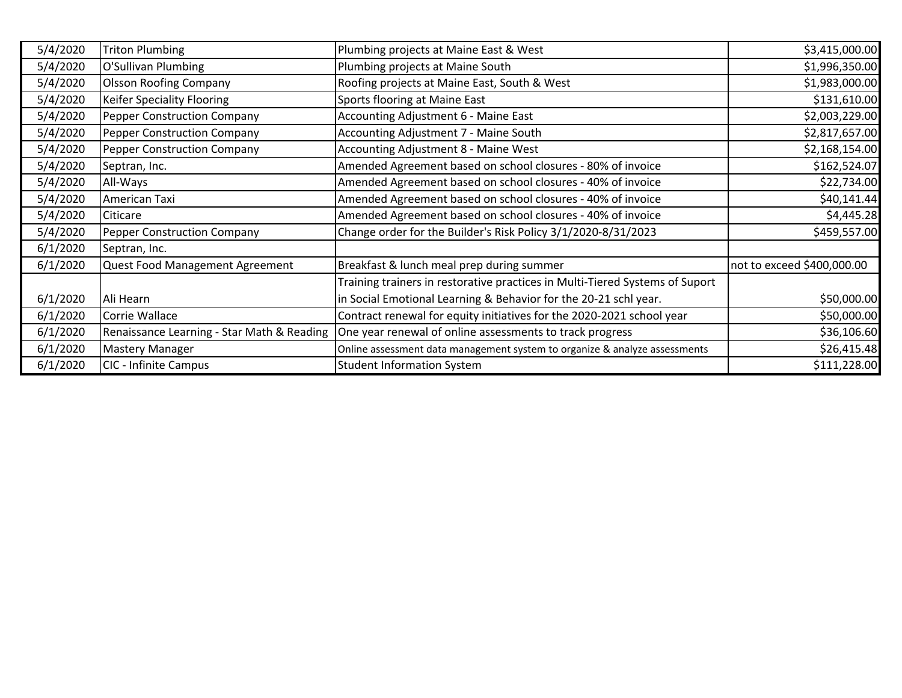| | | | |
|---|---|---|---|
| 5/4/2020 | Triton Plumbing | Plumbing projects at Maine East & West | $3,415,000.00 |
| 5/4/2020 | O'Sullivan Plumbing | Plumbing projects at Maine South | $1,996,350.00 |
| 5/4/2020 | Olsson Roofing Company | Roofing projects at Maine East, South & West | $1,983,000.00 |
| 5/4/2020 | Keifer Speciality Flooring | Sports flooring at Maine East | $131,610.00 |
| 5/4/2020 | Pepper Construction Company | Accounting Adjustment 6 - Maine East | $2,003,229.00 |
| 5/4/2020 | Pepper Construction Company | Accounting Adjustment 7 - Maine South | $2,817,657.00 |
| 5/4/2020 | Pepper Construction Company | Accounting Adjustment 8 - Maine West | $2,168,154.00 |
| 5/4/2020 | Septran, Inc. | Amended Agreement based on school closures - 80% of invoice | $162,524.07 |
| 5/4/2020 | All-Ways | Amended Agreement based on school closures - 40% of invoice | $22,734.00 |
| 5/4/2020 | American Taxi | Amended Agreement based on school closures - 40% of invoice | $40,141.44 |
| 5/4/2020 | Citicare | Amended Agreement based on school closures - 40% of invoice | $4,445.28 |
| 5/4/2020 | Pepper Construction Company | Change order for the Builder's Risk Policy 3/1/2020-8/31/2023 | $459,557.00 |
| 6/1/2020 | Septran, Inc. | | |
| 6/1/2020 | Quest Food Management Agreement | Breakfast & lunch meal prep during summer | not to exceed $400,000.00 |
| 6/1/2020 | Ali Hearn | Training trainers in restorative practices in Multi-Tiered Systems of Suport in Social Emotional Learning & Behavior for the 20-21 schl year. | $50,000.00 |
| 6/1/2020 | Corrie Wallace | Contract renewal for equity initiatives for the 2020-2021 school year | $50,000.00 |
| 6/1/2020 | Renaissance Learning - Star Math & Reading | One year renewal of online assessments to track progress | $36,106.60 |
| 6/1/2020 | Mastery Manager | Online assessment data management system to organize & analyze assessments | $26,415.48 |
| 6/1/2020 | CIC - Infinite Campus | Student Information System | $111,228.00 |